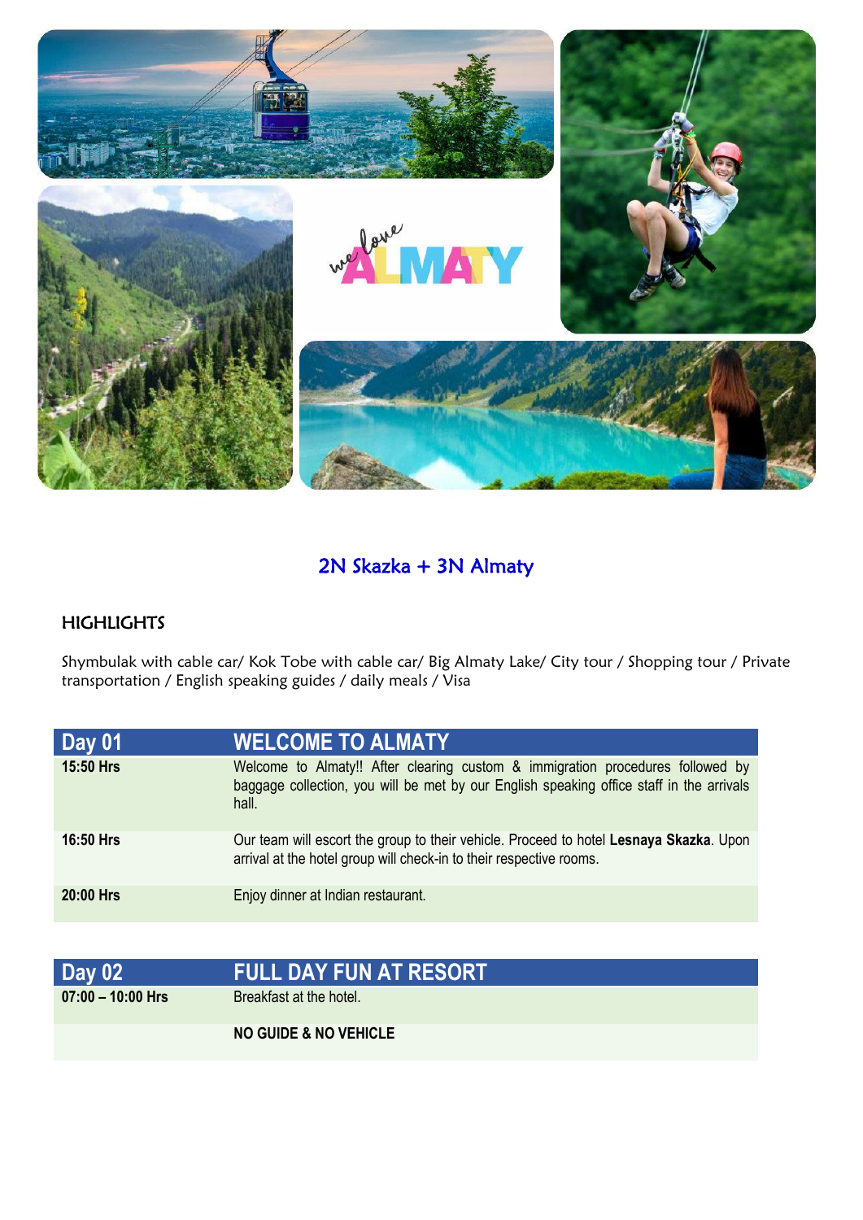## 2N Skazka + 3N Almaty

### HIGHLIGHTS

Shymbulak with cable car/ Kok Tobe with cable car/ Big Almaty Lake/ City tour / Shopping tour / Private transportation / English speaking guides / daily meals / Visa

| Day 01 | WELCOME TO ALMATY |
|---|---|
| **15:50 Hrs** | Welcome to Almaty!! After clearing custom & immigration procedures followed by baggage collection, you will be met by our English speaking office staff in the arrivals hall. |
| **16:50 Hrs** | Our team will escort the group to their vehicle. Proceed to hotel **Lesnaya Skazka**. Upon arrival at the hotel group will check-in to their respective rooms. |
| **20:00 Hrs** | Enjoy dinner at Indian restaurant. |

| Day 02 | FULL DAY FUN AT RESORT |
|---|---|
| **07:00 – 10:00 Hrs** | Breakfast at the hotel. |
| | **NO GUIDE & NO VEHICLE** |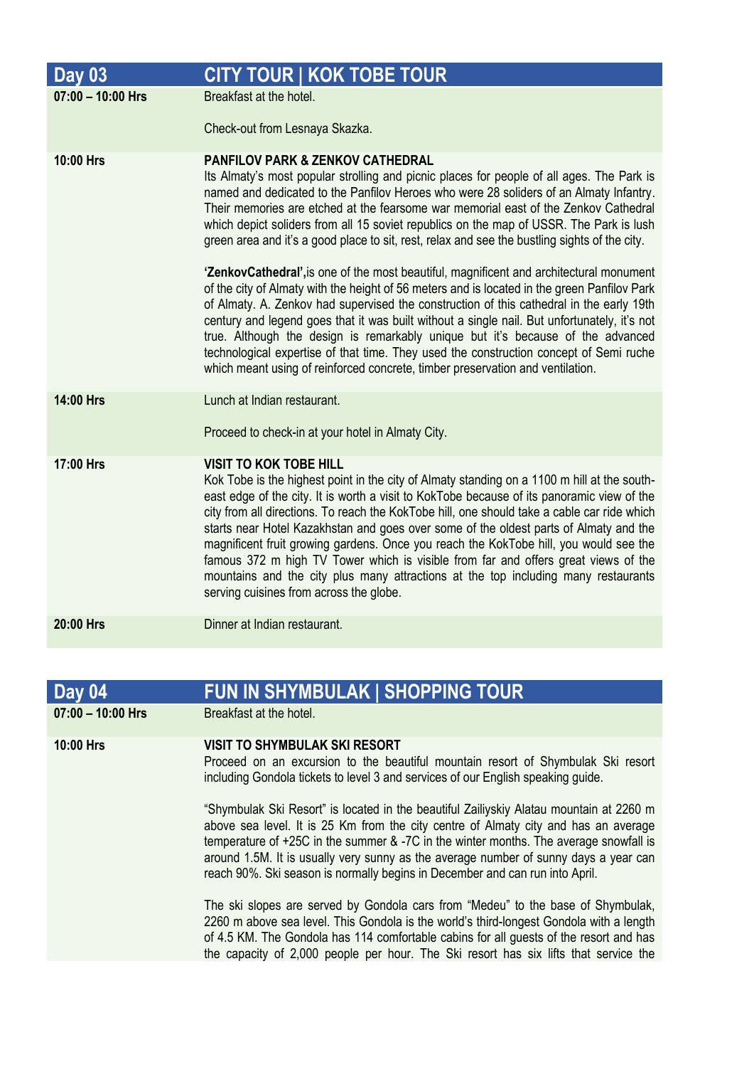## Day 03 — CITY TOUR | KOK TOBE TOUR

**07:00 – 10:00 Hrs**

Breakfast at the hotel.

Check-out from Lesnaya Skazka.

**10:00 Hrs**

**PANFILOV PARK & ZENKOV CATHEDRAL**

Its Almaty's most popular strolling and picnic places for people of all ages. The Park is named and dedicated to the Panfilov Heroes who were 28 soliders of an Almaty Infantry. Their memories are etched at the fearsome war memorial east of the Zenkov Cathedral which depict soliders from all 15 soviet republics on the map of USSR. The Park is lush green area and it's a good place to sit, rest, relax and see the bustling sights of the city.

**'ZenkovCathedral',**is one of the most beautiful, magnificent and architectural monument of the city of Almaty with the height of 56 meters and is located in the green Panfilov Park of Almaty. A. Zenkov had supervised the construction of this cathedral in the early 19th century and legend goes that it was built without a single nail. But unfortunately, it's not true. Although the design is remarkably unique but it's because of the advanced technological expertise of that time. They used the construction concept of Semi ruche which meant using of reinforced concrete, timber preservation and ventilation.

**14:00 Hrs**

Lunch at Indian restaurant.

Proceed to check-in at your hotel in Almaty City.

**17:00 Hrs**

**VISIT TO KOK TOBE HILL**

Kok Tobe is the highest point in the city of Almaty standing on a 1100 m hill at the south-east edge of the city. It is worth a visit to KokTobe because of its panoramic view of the city from all directions. To reach the KokTobe hill, one should take a cable car ride which starts near Hotel Kazakhstan and goes over some of the oldest parts of Almaty and the magnificent fruit growing gardens. Once you reach the KokTobe hill, you would see the famous 372 m high TV Tower which is visible from far and offers great views of the mountains and the city plus many attractions at the top including many restaurants serving cuisines from across the globe.

**20:00 Hrs**

Dinner at Indian restaurant.

## Day 04 — FUN IN SHYMBULAK | SHOPPING TOUR

**07:00 – 10:00 Hrs**

Breakfast at the hotel.

**10:00 Hrs**

**VISIT TO SHYMBULAK SKI RESORT**

Proceed on an excursion to the beautiful mountain resort of Shymbulak Ski resort including Gondola tickets to level 3 and services of our English speaking guide.

"Shymbulak Ski Resort" is located in the beautiful Zailiyskiy Alatau mountain at 2260 m above sea level. It is 25 Km from the city centre of Almaty city and has an average temperature of +25C in the summer & -7C in the winter months. The average snowfall is around 1.5M. It is usually very sunny as the average number of sunny days a year can reach 90%. Ski season is normally begins in December and can run into April.

The ski slopes are served by Gondola cars from "Medeu" to the base of Shymbulak, 2260 m above sea level. This Gondola is the world's third-longest Gondola with a length of 4.5 KM. The Gondola has 114 comfortable cabins for all guests of the resort and has the capacity of 2,000 people per hour. The Ski resort has six lifts that service the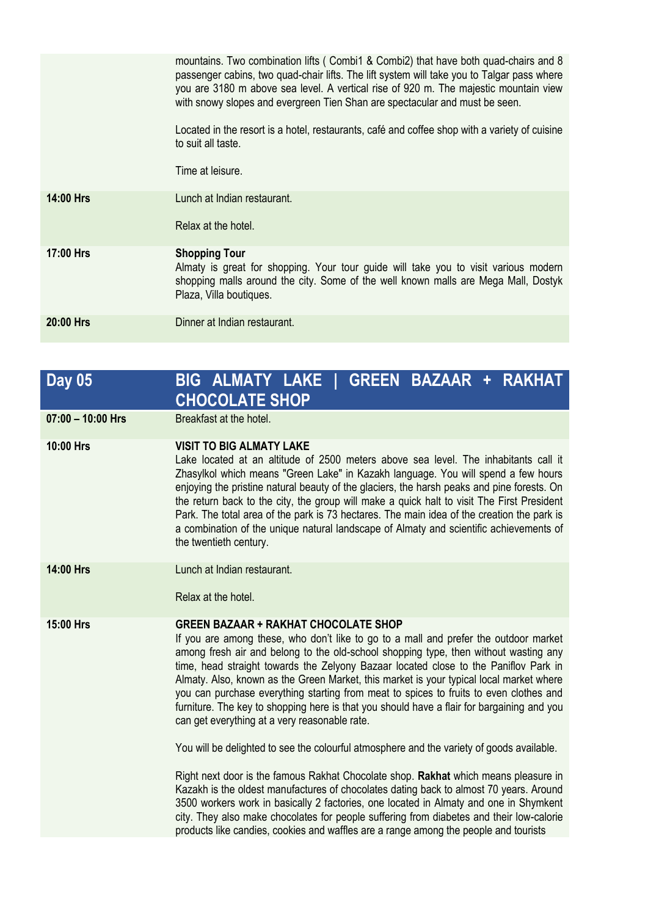| | |
|---|---|
| | mountains. Two combination lifts ( Combi1 & Combi2) that have both quad-chairs and 8 passenger cabins, two quad-chair lifts. The lift system will take you to Talgar pass where you are 3180 m above sea level. A vertical rise of 920 m. The majestic mountain view with snowy slopes and evergreen Tien Shan are spectacular and must be seen.<br><br>Located in the resort is a hotel, restaurants, café and coffee shop with a variety of cuisine to suit all taste.<br><br>Time at leisure. |
| **14:00 Hrs** | Lunch at Indian restaurant.<br><br>Relax at the hotel. |
| **17:00 Hrs** | **Shopping Tour**<br>Almaty is great for shopping. Your tour guide will take you to visit various modern shopping malls around the city. Some of the well known malls are Mega Mall, Dostyk Plaza, Villa boutiques. |
| **20:00 Hrs** | Dinner at Indian restaurant. |

| **Day 05** | **BIG ALMATY LAKE \| GREEN BAZAAR + RAKHAT CHOCOLATE SHOP** |
|---|---|
| **07:00 – 10:00 Hrs** | Breakfast at the hotel. |
| **10:00 Hrs** | **VISIT TO BIG ALMATY LAKE**<br>Lake located at an altitude of 2500 meters above sea level. The inhabitants call it Zhasylkol which means "Green Lake" in Kazakh language. You will spend a few hours enjoying the pristine natural beauty of the glaciers, the harsh peaks and pine forests. On the return back to the city, the group will make a quick halt to visit The First President Park. The total area of the park is 73 hectares. The main idea of the creation the park is a combination of the unique natural landscape of Almaty and scientific achievements of the twentieth century. |
| **14:00 Hrs** | Lunch at Indian restaurant.<br><br>Relax at the hotel. |
| **15:00 Hrs** | **GREEN BAZAAR + RAKHAT CHOCOLATE SHOP**<br>If you are among these, who don't like to go to a mall and prefer the outdoor market among fresh air and belong to the old-school shopping type, then without wasting any time, head straight towards the Zelyony Bazaar located close to the Paniflov Park in Almaty. Also, known as the Green Market, this market is your typical local market where you can purchase everything starting from meat to spices to fruits to even clothes and furniture. The key to shopping here is that you should have a flair for bargaining and you can get everything at a very reasonable rate.<br><br>You will be delighted to see the colourful atmosphere and the variety of goods available.<br><br>Right next door is the famous Rakhat Chocolate shop. **Rakhat** which means pleasure in Kazakh is the oldest manufactures of chocolates dating back to almost 70 years. Around 3500 workers work in basically 2 factories, one located in Almaty and one in Shymkent city. They also make chocolates for people suffering from diabetes and their low-calorie products like candies, cookies and waffles are a range among the people and tourists |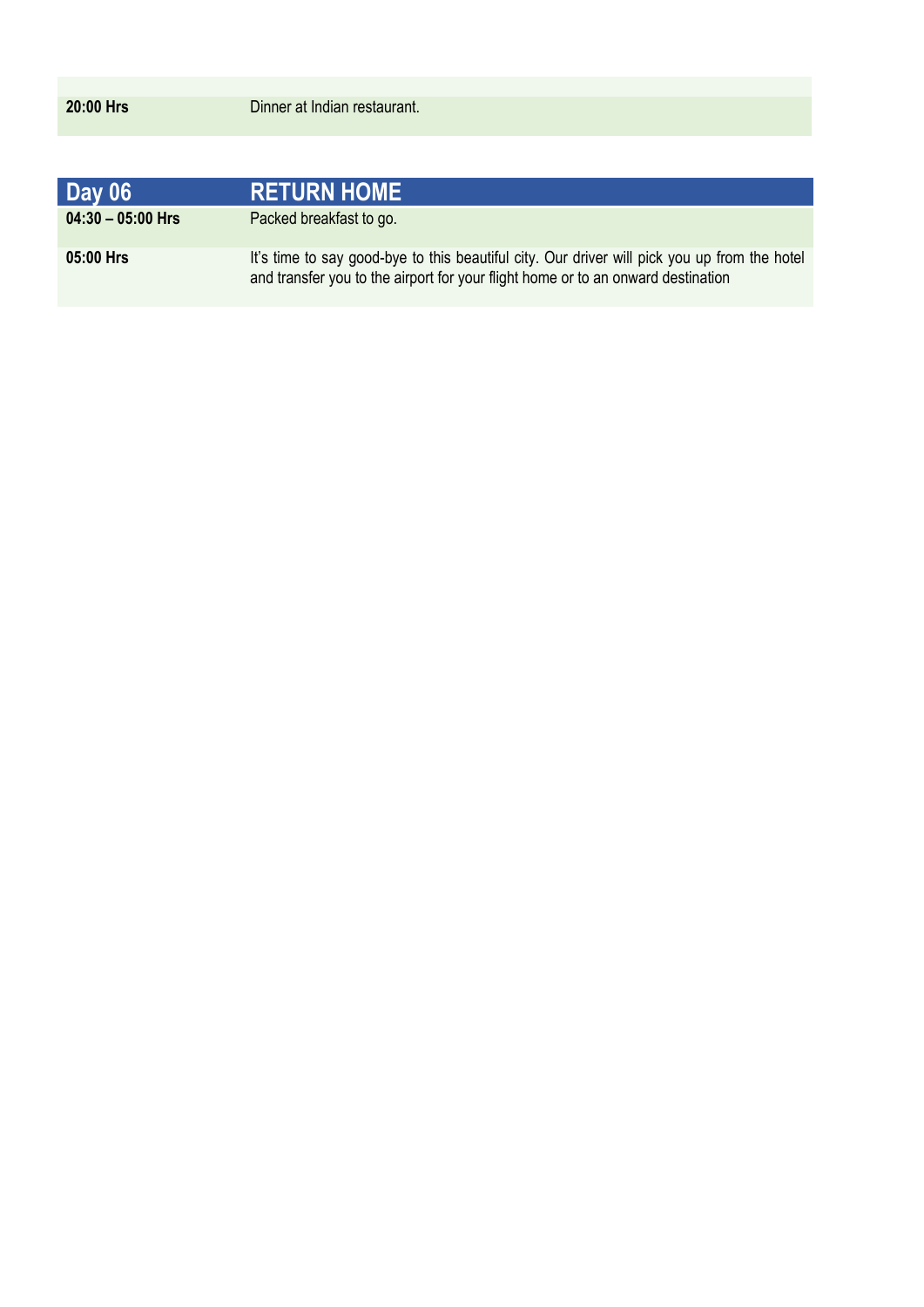| | |
|---|---|
| **20:00 Hrs** | Dinner at Indian restaurant. |

| **Day 06** | **RETURN HOME** |
|---|---|
| **04:30 – 05:00 Hrs** | Packed breakfast to go. |
| **05:00 Hrs** | It's time to say good-bye to this beautiful city. Our driver will pick you up from the hotel and transfer you to the airport for your flight home or to an onward destination |